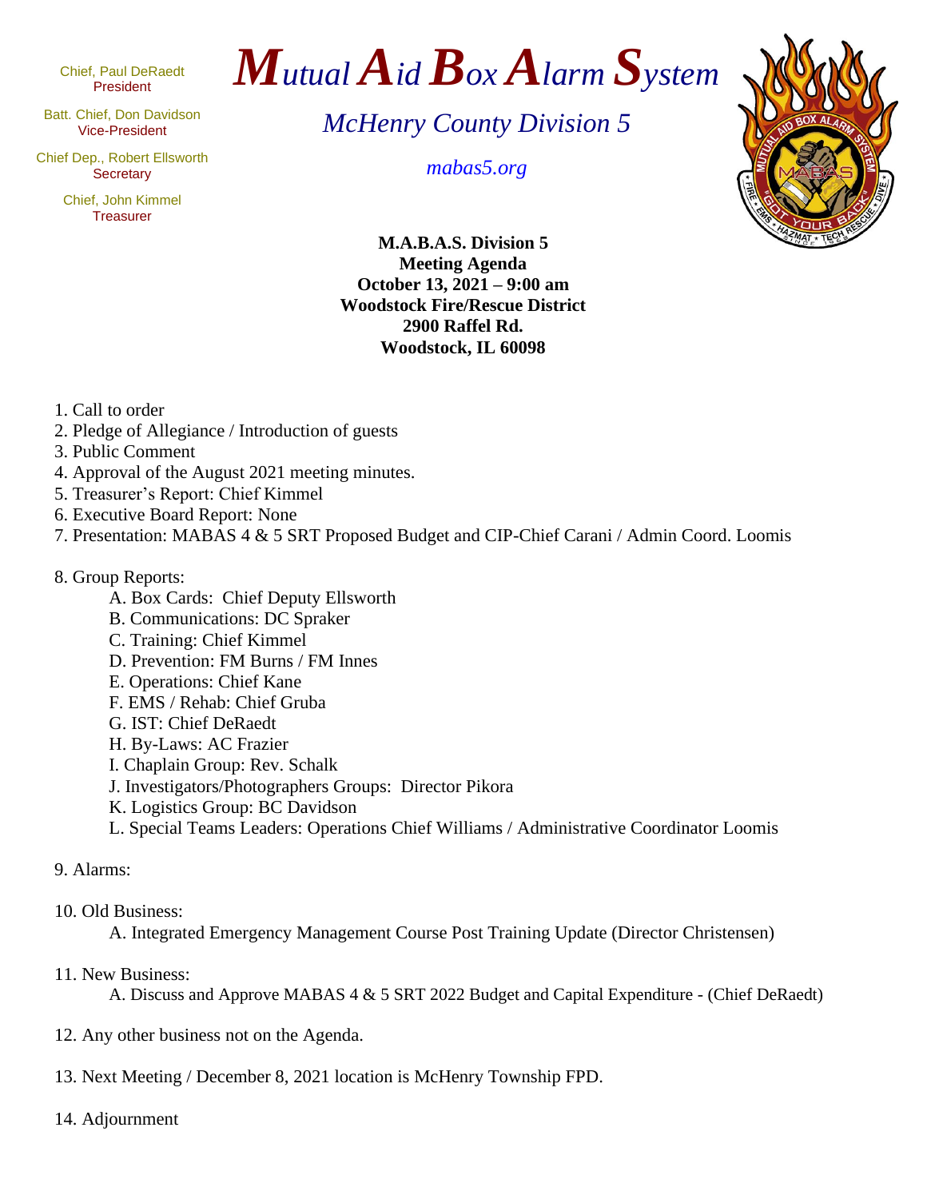Chief, Paul DeRaedt
President

Batt. Chief, Don Davidson
Vice-President

Chief Dep., Robert Ellsworth
Secretary

Chief, John Kimmel
Treasurer

# *Mutual Aid Box Alarm System*

## *McHenry County Division 5*

*mabas5.org*

**M.A.B.A.S. Division 5**
**Meeting Agenda**
**October 13, 2021 – 9:00 am**
**Woodstock Fire/Rescue District**
**2900 Raffel Rd.**
**Woodstock, IL 60098**

1. Call to order
2. Pledge of Allegiance / Introduction of guests
3. Public Comment
4. Approval of the August 2021 meeting minutes.
5. Treasurer's Report: Chief Kimmel
6. Executive Board Report: None
7. Presentation: MABAS 4 & 5 SRT Proposed Budget and CIP-Chief Carani / Admin Coord. Loomis

8. Group Reports:
   - A. Box Cards: Chief Deputy Ellsworth
   - B. Communications: DC Spraker
   - C. Training: Chief Kimmel
   - D. Prevention: FM Burns / FM Innes
   - E. Operations: Chief Kane
   - F. EMS / Rehab: Chief Gruba
   - G. IST: Chief DeRaedt
   - H. By-Laws: AC Frazier
   - I. Chaplain Group: Rev. Schalk
   - J. Investigators/Photographers Groups: Director Pikora
   - K. Logistics Group: BC Davidson
   - L. Special Teams Leaders: Operations Chief Williams / Administrative Coordinator Loomis

9. Alarms:

10. Old Business:
    - A. Integrated Emergency Management Course Post Training Update (Director Christensen)

11. New Business:
    - A. Discuss and Approve MABAS 4 & 5 SRT 2022 Budget and Capital Expenditure - (Chief DeRaedt)

12. Any other business not on the Agenda.

13. Next Meeting / December 8, 2021 location is McHenry Township FPD.

14. Adjournment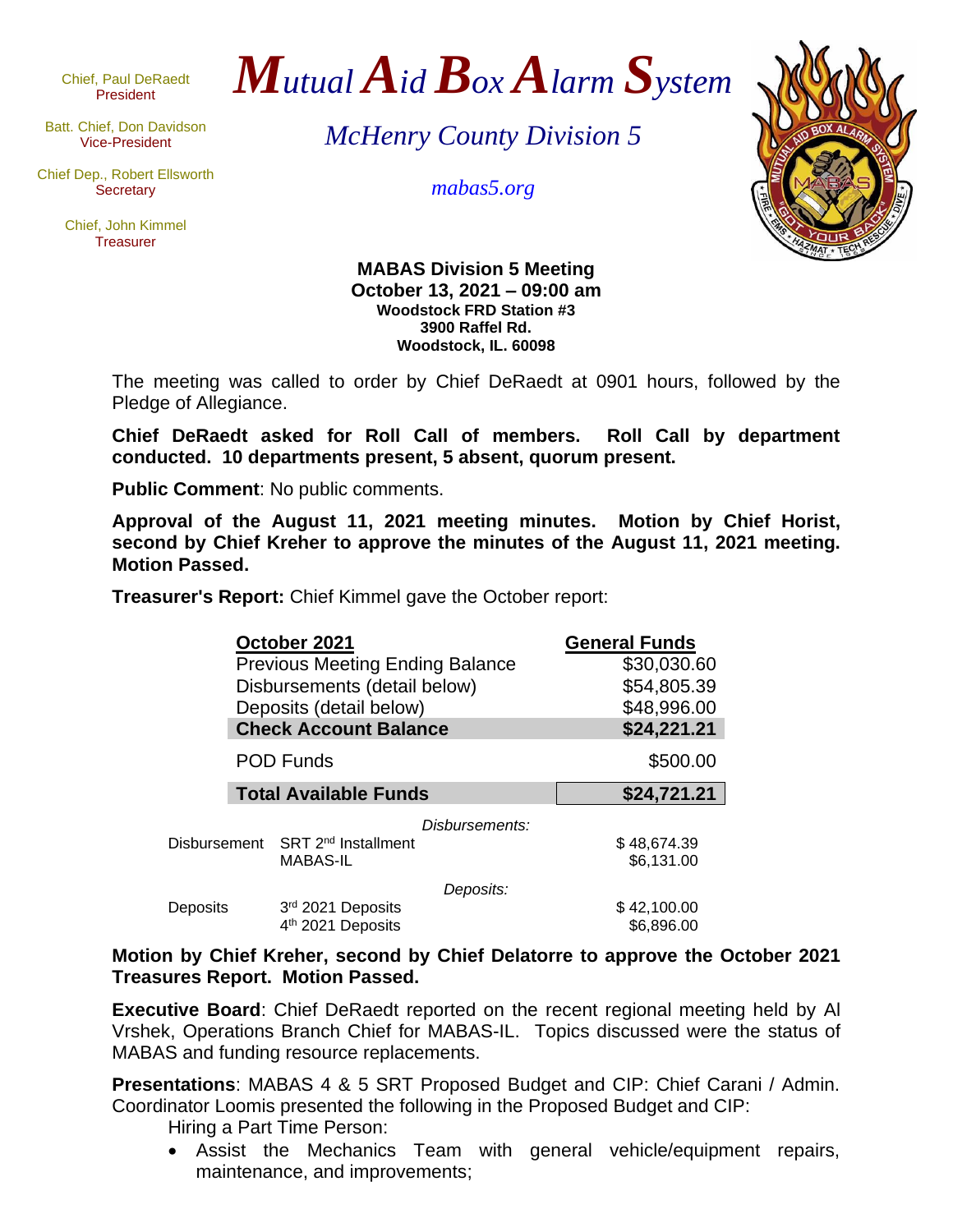Chief, Paul DeRaedt
President

Batt. Chief, Don Davidson
Vice-President

Chief Dep., Robert Ellsworth
Secretary

Chief, John Kimmel
Treasurer

# *Mutual Aid Box Alarm System*

## *McHenry County Division 5*

*mabas5.org*

**MABAS Division 5 Meeting**
**October 13, 2021 – 09:00 am**
**Woodstock FRD Station #3**
**3900 Raffel Rd.**
**Woodstock, IL. 60098**

The meeting was called to order by Chief DeRaedt at 0901 hours, followed by the Pledge of Allegiance.

**Chief DeRaedt asked for Roll Call of members. Roll Call by department conducted. 10 departments present, 5 absent, quorum present.**

**Public Comment**: No public comments.

**Approval of the August 11, 2021 meeting minutes. Motion by Chief Horist, second by Chief Kreher to approve the minutes of the August 11, 2021 meeting. Motion Passed.**

**Treasurer's Report:** Chief Kimmel gave the October report:

| **October 2021** | **General Funds** |
|---|---|
| Previous Meeting Ending Balance | $30,030.60 |
| Disbursements (detail below) | $54,805.39 |
| Deposits (detail below) | $48,996.00 |
| **Check Account Balance** | **$24,221.21** |
| POD Funds | $500.00 |
| **Total Available Funds** | **$24,721.21** |

*Disbursements:*

| | | |
|---|---|---|
| Disbursement | SRT 2nd Installment | $ 48,674.39 |
| | MABAS-IL | $6,131.00 |

*Deposits:*

| | | |
|---|---|---|
| Deposits | 3rd 2021 Deposits | $ 42,100.00 |
| | 4th 2021 Deposits | $6,896.00 |

**Motion by Chief Kreher, second by Chief Delatorre to approve the October 2021 Treasures Report. Motion Passed.**

**Executive Board**: Chief DeRaedt reported on the recent regional meeting held by Al Vrshek, Operations Branch Chief for MABAS-IL. Topics discussed were the status of MABAS and funding resource replacements.

**Presentations**: MABAS 4 & 5 SRT Proposed Budget and CIP: Chief Carani / Admin. Coordinator Loomis presented the following in the Proposed Budget and CIP:

Hiring a Part Time Person:

- Assist the Mechanics Team with general vehicle/equipment repairs, maintenance, and improvements;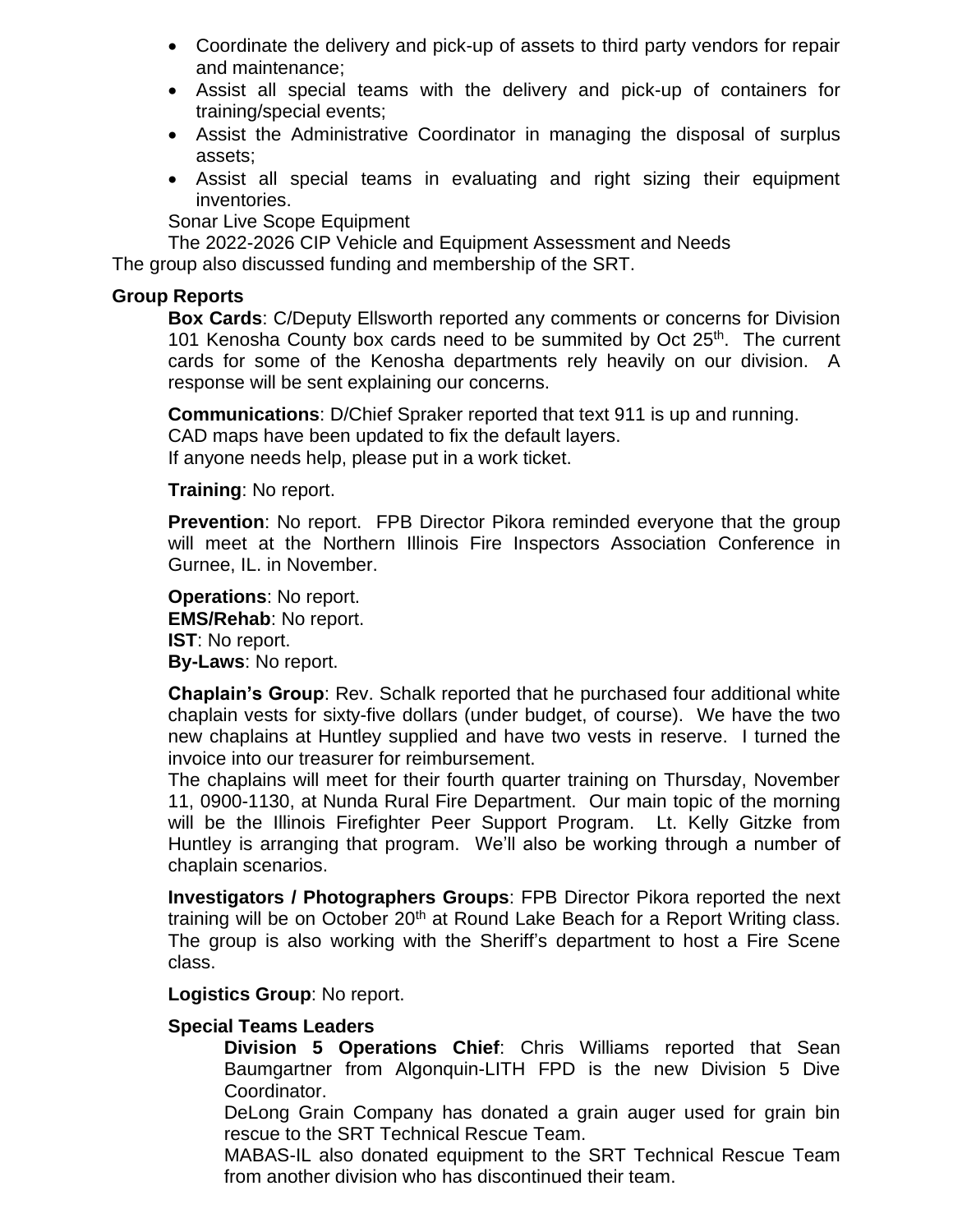- Coordinate the delivery and pick-up of assets to third party vendors for repair and maintenance;
- Assist all special teams with the delivery and pick-up of containers for training/special events;
- Assist the Administrative Coordinator in managing the disposal of surplus assets;
- Assist all special teams in evaluating and right sizing their equipment inventories.

Sonar Live Scope Equipment

The 2022-2026 CIP Vehicle and Equipment Assessment and Needs

The group also discussed funding and membership of the SRT.

**Group Reports**

**Box Cards**: C/Deputy Ellsworth reported any comments or concerns for Division 101 Kenosha County box cards need to be summited by Oct 25th. The current cards for some of the Kenosha departments rely heavily on our division. A response will be sent explaining our concerns.

**Communications**: D/Chief Spraker reported that text 911 is up and running. CAD maps have been updated to fix the default layers. If anyone needs help, please put in a work ticket.

**Training**: No report.

**Prevention**: No report. FPB Director Pikora reminded everyone that the group will meet at the Northern Illinois Fire Inspectors Association Conference in Gurnee, IL. in November.

**Operations**: No report.
**EMS/Rehab**: No report.
**IST**: No report.
**By-Laws**: No report.

**Chaplain's Group**: Rev. Schalk reported that he purchased four additional white chaplain vests for sixty-five dollars (under budget, of course). We have the two new chaplains at Huntley supplied and have two vests in reserve. I turned the invoice into our treasurer for reimbursement.
The chaplains will meet for their fourth quarter training on Thursday, November 11, 0900-1130, at Nunda Rural Fire Department. Our main topic of the morning will be the Illinois Firefighter Peer Support Program. Lt. Kelly Gitzke from Huntley is arranging that program. We'll also be working through a number of chaplain scenarios.

**Investigators / Photographers Groups**: FPB Director Pikora reported the next training will be on October 20th at Round Lake Beach for a Report Writing class. The group is also working with the Sheriff's department to host a Fire Scene class.

**Logistics Group**: No report.

**Special Teams Leaders**

**Division 5 Operations Chief**: Chris Williams reported that Sean Baumgartner from Algonquin-LITH FPD is the new Division 5 Dive Coordinator.
DeLong Grain Company has donated a grain auger used for grain bin rescue to the SRT Technical Rescue Team.
MABAS-IL also donated equipment to the SRT Technical Rescue Team from another division who has discontinued their team.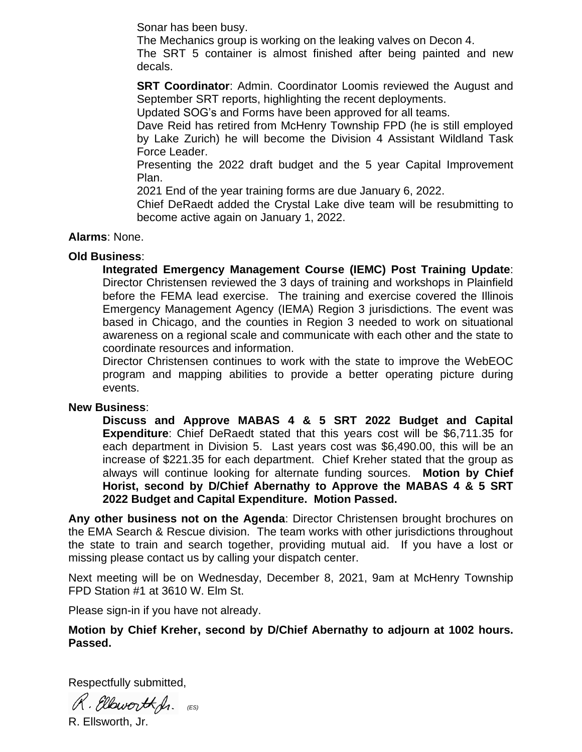Sonar has been busy.

The Mechanics group is working on the leaking valves on Decon 4.

The SRT 5 container is almost finished after being painted and new decals.

**SRT Coordinator**: Admin. Coordinator Loomis reviewed the August and September SRT reports, highlighting the recent deployments.

Updated SOG's and Forms have been approved for all teams.

Dave Reid has retired from McHenry Township FPD (he is still employed by Lake Zurich) he will become the Division 4 Assistant Wildland Task Force Leader.

Presenting the 2022 draft budget and the 5 year Capital Improvement Plan.

2021 End of the year training forms are due January 6, 2022.

Chief DeRaedt added the Crystal Lake dive team will be resubmitting to become active again on January 1, 2022.

**Alarms**: None.

**Old Business**:

**Integrated Emergency Management Course (IEMC) Post Training Update**: Director Christensen reviewed the 3 days of training and workshops in Plainfield before the FEMA lead exercise. The training and exercise covered the Illinois Emergency Management Agency (IEMA) Region 3 jurisdictions. The event was based in Chicago, and the counties in Region 3 needed to work on situational awareness on a regional scale and communicate with each other and the state to coordinate resources and information.

Director Christensen continues to work with the state to improve the WebEOC program and mapping abilities to provide a better operating picture during events.

**New Business**:

**Discuss and Approve MABAS 4 & 5 SRT 2022 Budget and Capital Expenditure**: Chief DeRaedt stated that this years cost will be $6,711.35 for each department in Division 5. Last years cost was $6,490.00, this will be an increase of $221.35 for each department. Chief Kreher stated that the group as always will continue looking for alternate funding sources. **Motion by Chief Horist, second by D/Chief Abernathy to Approve the MABAS 4 & 5 SRT 2022 Budget and Capital Expenditure. Motion Passed.**

**Any other business not on the Agenda**: Director Christensen brought brochures on the EMA Search & Rescue division. The team works with other jurisdictions throughout the state to train and search together, providing mutual aid. If you have a lost or missing please contact us by calling your dispatch center.

Next meeting will be on Wednesday, December 8, 2021, 9am at McHenry Township FPD Station #1 at 3610 W. Elm St.

Please sign-in if you have not already.

**Motion by Chief Kreher, second by D/Chief Abernathy to adjourn at 1002 hours. Passed.**

Respectfully submitted,

R. Ellsworth Jr. *(ES)*

R. Ellsworth, Jr.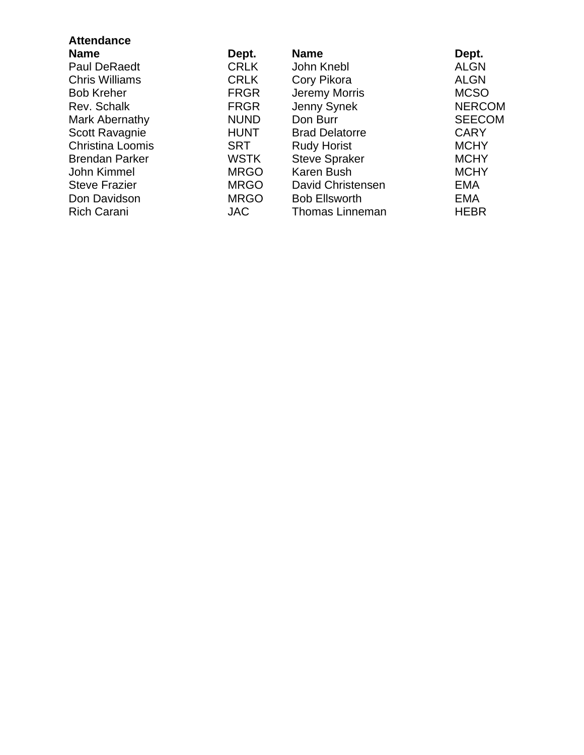**Attendance**

| **Name** | **Dept.** | **Name** | **Dept.** |
|---|---|---|---|
| Paul DeRaedt | CRLK | John Knebl | ALGN |
| Chris Williams | CRLK | Cory Pikora | ALGN |
| Bob Kreher | FRGR | Jeremy Morris | MCSO |
| Rev. Schalk | FRGR | Jenny Synek | NERCOM |
| Mark Abernathy | NUND | Don Burr | SEECOM |
| Scott Ravagnie | HUNT | Brad Delatorre | CARY |
| Christina Loomis | SRT | Rudy Horist | MCHY |
| Brendan Parker | WSTK | Steve Spraker | MCHY |
| John Kimmel | MRGO | Karen Bush | MCHY |
| Steve Frazier | MRGO | David Christensen | EMA |
| Don Davidson | MRGO | Bob Ellsworth | EMA |
| Rich Carani | JAC | Thomas Linneman | HEBR |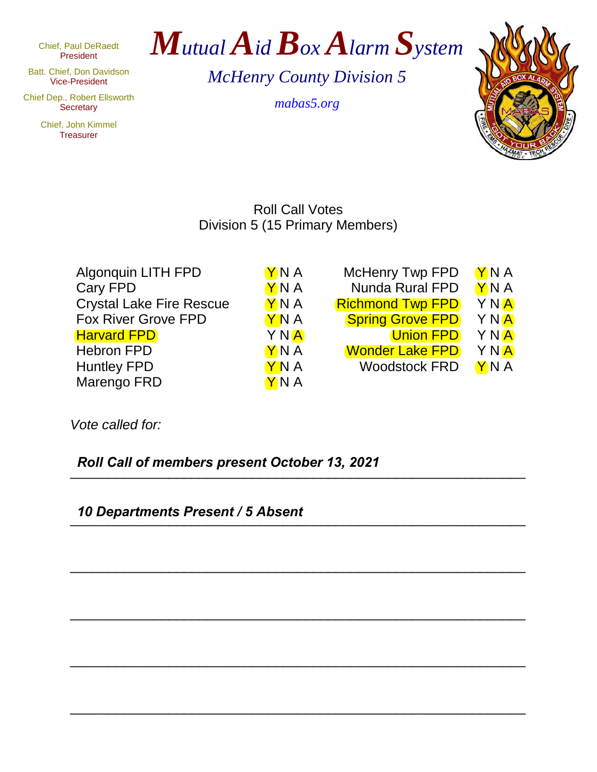Chief, Paul DeRaedt
President

Batt. Chief, Don Davidson
Vice-President

Chief Dep., Robert Ellsworth
Secretary

Chief, John Kimmel
Treasurer

# *Mutual Aid Box Alarm System*

## *McHenry County Division 5*

*mabas5.org*

Roll Call Votes
Division 5 (15 Primary Members)

| Member | Vote | Member | Vote |
|---|---|---|---|
| Algonquin LITH FPD | Y | McHenry Twp FPD | Y |
| Cary FPD | Y | Nunda Rural FPD | Y |
| Crystal Lake Fire Rescue | Y | Richmond Twp FPD | A |
| Fox River Grove FPD | Y | Spring Grove FPD | A |
| Harvard FPD | A | Union FPD | A |
| Hebron FPD | Y | Wonder Lake FPD | A |
| Huntley FPD | Y | Woodstock FRD | Y |
| Marengo FRD | Y | | |

*Vote called for:*

***Roll Call of members present October 13, 2021***

***10 Departments Present / 5 Absent***